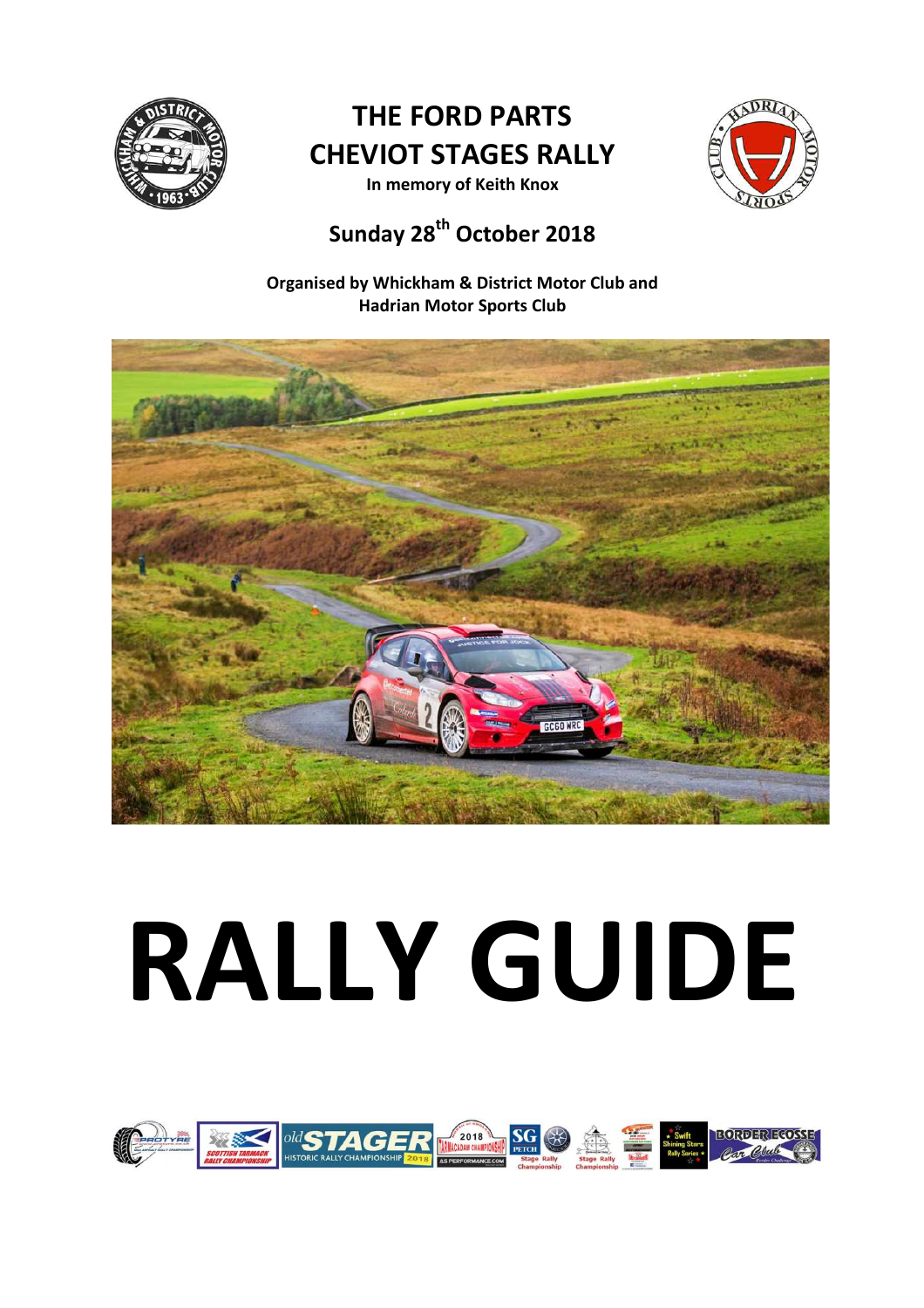# THE FORD PARTS CHEVIOT STAGES RALLY

**In memory of Keith Knox**

## Sunday 28th October 2018

**Organised by Whickham & District Motor Club and Hadrian Motor Sports Club**

# RALLY GUIDE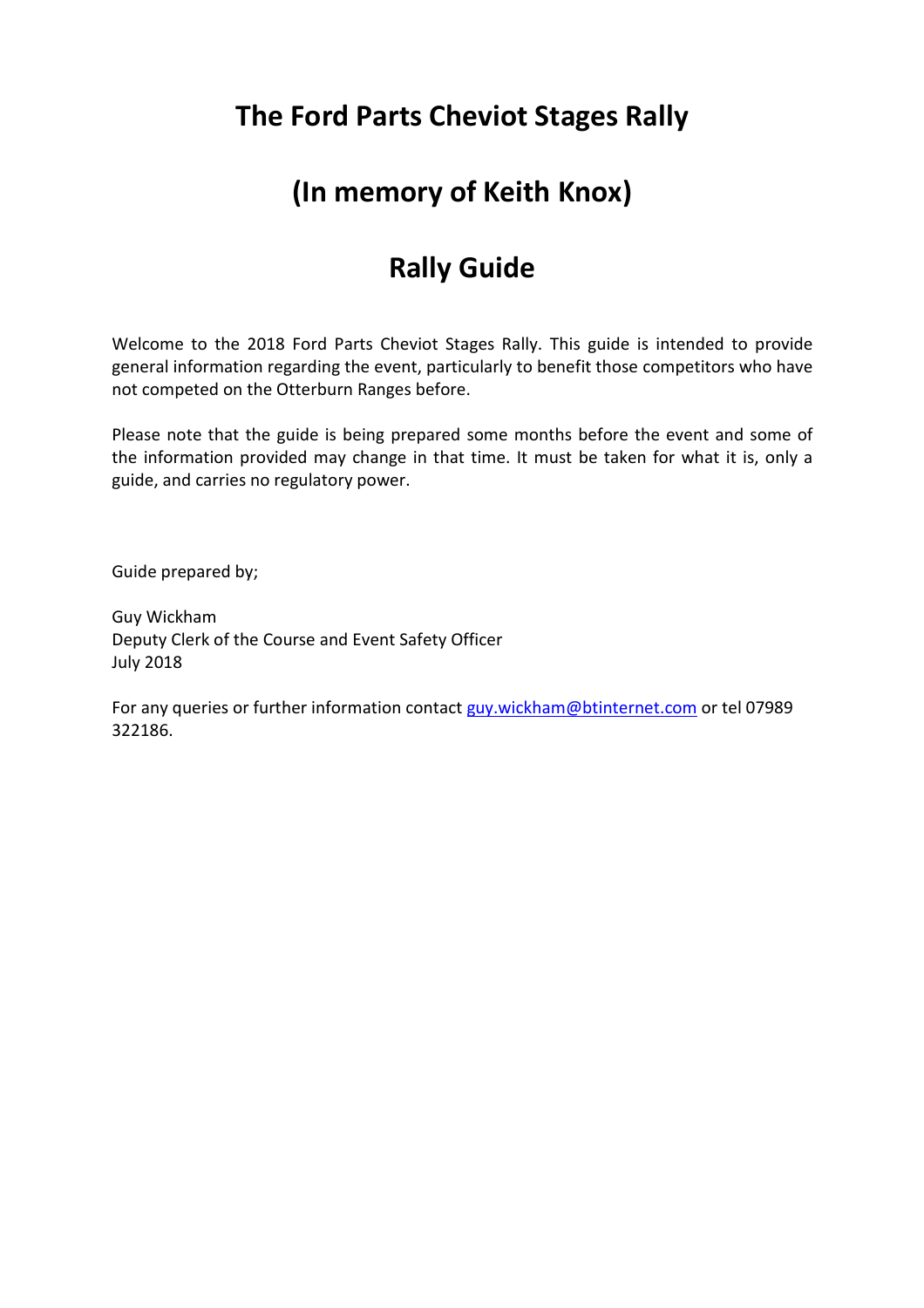# The Ford Parts Cheviot Stages Rally

# (In memory of Keith Knox)

# Rally Guide

Welcome to the 2018 Ford Parts Cheviot Stages Rally. This guide is intended to provide general information regarding the event, particularly to benefit those competitors who have not competed on the Otterburn Ranges before.

Please note that the guide is being prepared some months before the event and some of the information provided may change in that time. It must be taken for what it is, only a guide, and carries no regulatory power.

Guide prepared by;

Guy Wickham  
Deputy Clerk of the Course and Event Safety Officer  
July 2018

For any queries or further information contact guy.wickham@btinternet.com or tel 07989 322186.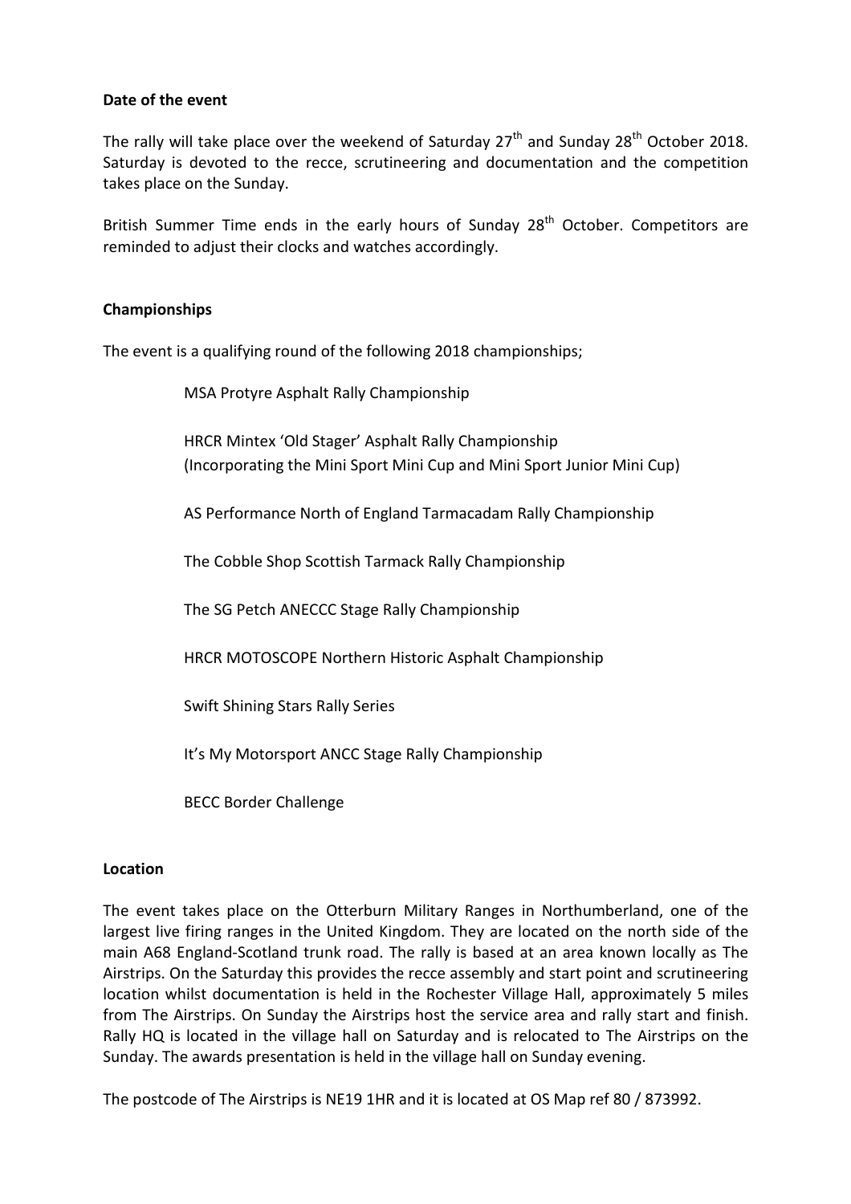**Date of the event**

The rally will take place over the weekend of Saturday 27th and Sunday 28th October 2018. Saturday is devoted to the recce, scrutineering and documentation and the competition takes place on the Sunday.

British Summer Time ends in the early hours of Sunday 28th October. Competitors are reminded to adjust their clocks and watches accordingly.

**Championships**

The event is a qualifying round of the following 2018 championships;

MSA Protyre Asphalt Rally Championship

HRCR Mintex 'Old Stager' Asphalt Rally Championship
(Incorporating the Mini Sport Mini Cup and Mini Sport Junior Mini Cup)

AS Performance North of England Tarmacadam Rally Championship

The Cobble Shop Scottish Tarmack Rally Championship

The SG Petch ANECCC Stage Rally Championship

HRCR MOTOSCOPE Northern Historic Asphalt Championship

Swift Shining Stars Rally Series

It's My Motorsport ANCC Stage Rally Championship

BECC Border Challenge

**Location**

The event takes place on the Otterburn Military Ranges in Northumberland, one of the largest live firing ranges in the United Kingdom. They are located on the north side of the main A68 England-Scotland trunk road. The rally is based at an area known locally as The Airstrips. On the Saturday this provides the recce assembly and start point and scrutineering location whilst documentation is held in the Rochester Village Hall, approximately 5 miles from The Airstrips. On Sunday the Airstrips host the service area and rally start and finish. Rally HQ is located in the village hall on Saturday and is relocated to The Airstrips on the Sunday. The awards presentation is held in the village hall on Sunday evening.

The postcode of The Airstrips is NE19 1HR and it is located at OS Map ref 80 / 873992.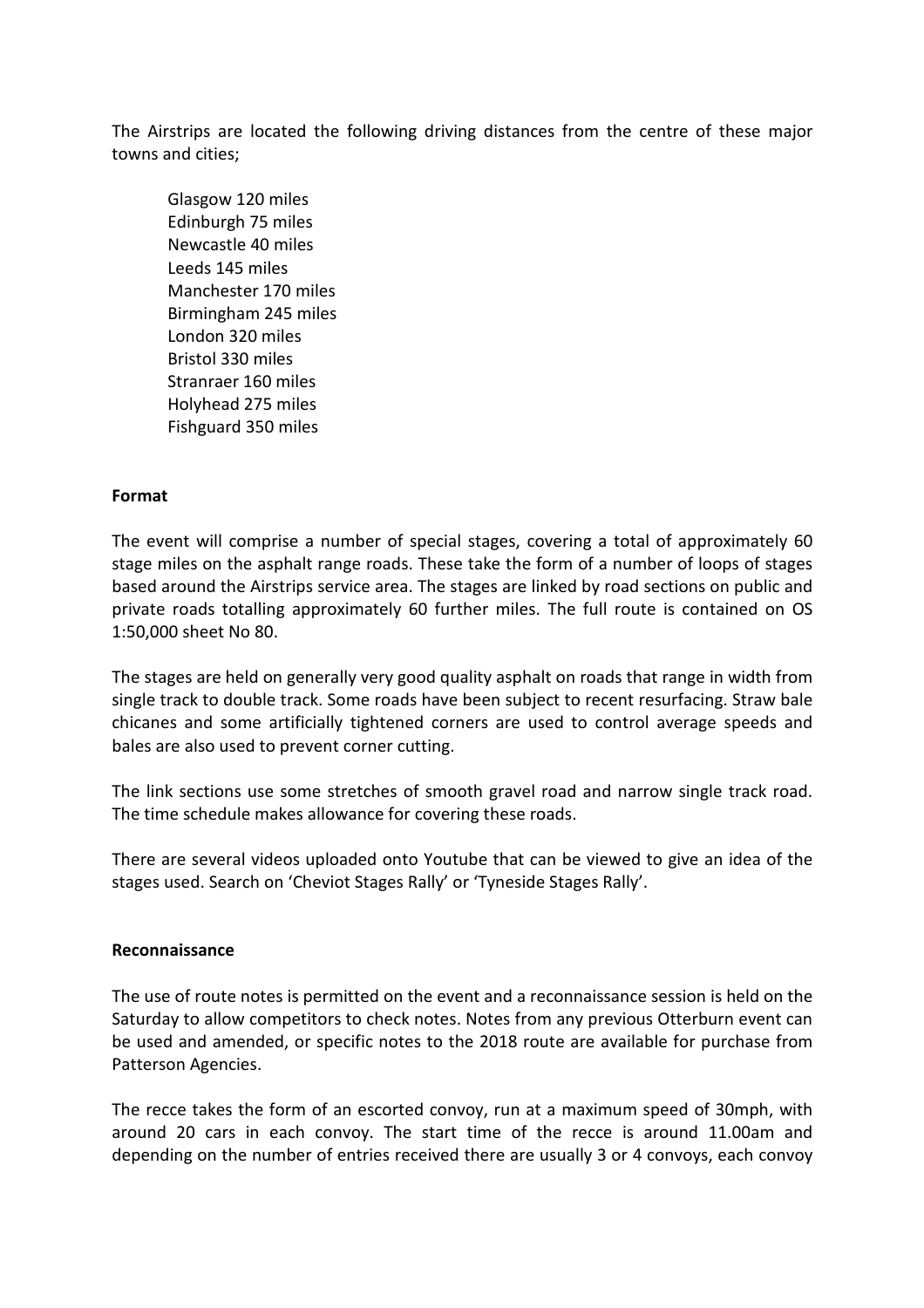The Airstrips are located the following driving distances from the centre of these major towns and cities;

Glasgow 120 miles
Edinburgh 75 miles
Newcastle 40 miles
Leeds 145 miles
Manchester 170 miles
Birmingham 245 miles
London 320 miles
Bristol 330 miles
Stranraer 160 miles
Holyhead 275 miles
Fishguard 350 miles

**Format**

The event will comprise a number of special stages, covering a total of approximately 60 stage miles on the asphalt range roads. These take the form of a number of loops of stages based around the Airstrips service area. The stages are linked by road sections on public and private roads totalling approximately 60 further miles. The full route is contained on OS 1:50,000 sheet No 80.

The stages are held on generally very good quality asphalt on roads that range in width from single track to double track. Some roads have been subject to recent resurfacing. Straw bale chicanes and some artificially tightened corners are used to control average speeds and bales are also used to prevent corner cutting.

The link sections use some stretches of smooth gravel road and narrow single track road. The time schedule makes allowance for covering these roads.

There are several videos uploaded onto Youtube that can be viewed to give an idea of the stages used. Search on 'Cheviot Stages Rally' or 'Tyneside Stages Rally'.

**Reconnaissance**

The use of route notes is permitted on the event and a reconnaissance session is held on the Saturday to allow competitors to check notes. Notes from any previous Otterburn event can be used and amended, or specific notes to the 2018 route are available for purchase from Patterson Agencies.

The recce takes the form of an escorted convoy, run at a maximum speed of 30mph, with around 20 cars in each convoy. The start time of the recce is around 11.00am and depending on the number of entries received there are usually 3 or 4 convoys, each convoy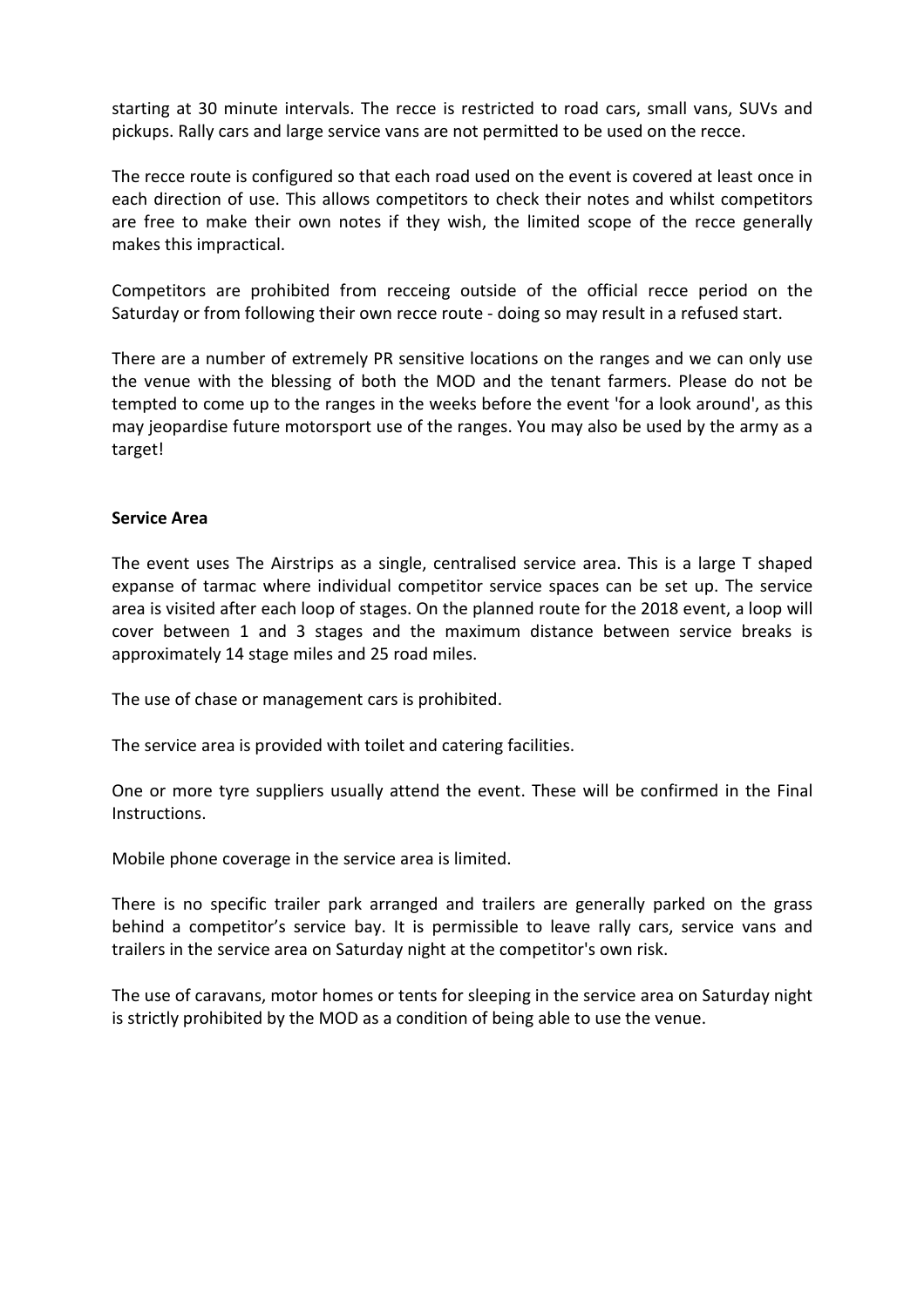starting at 30 minute intervals. The recce is restricted to road cars, small vans, SUVs and pickups. Rally cars and large service vans are not permitted to be used on the recce.

The recce route is configured so that each road used on the event is covered at least once in each direction of use. This allows competitors to check their notes and whilst competitors are free to make their own notes if they wish, the limited scope of the recce generally makes this impractical.

Competitors are prohibited from recceing outside of the official recce period on the Saturday or from following their own recce route - doing so may result in a refused start.

There are a number of extremely PR sensitive locations on the ranges and we can only use the venue with the blessing of both the MOD and the tenant farmers. Please do not be tempted to come up to the ranges in the weeks before the event 'for a look around', as this may jeopardise future motorsport use of the ranges. You may also be used by the army as a target!

**Service Area**

The event uses The Airstrips as a single, centralised service area. This is a large T shaped expanse of tarmac where individual competitor service spaces can be set up. The service area is visited after each loop of stages. On the planned route for the 2018 event, a loop will cover between 1 and 3 stages and the maximum distance between service breaks is approximately 14 stage miles and 25 road miles.

The use of chase or management cars is prohibited.

The service area is provided with toilet and catering facilities.

One or more tyre suppliers usually attend the event. These will be confirmed in the Final Instructions.

Mobile phone coverage in the service area is limited.

There is no specific trailer park arranged and trailers are generally parked on the grass behind a competitor’s service bay. It is permissible to leave rally cars, service vans and trailers in the service area on Saturday night at the competitor's own risk.

The use of caravans, motor homes or tents for sleeping in the service area on Saturday night is strictly prohibited by the MOD as a condition of being able to use the venue.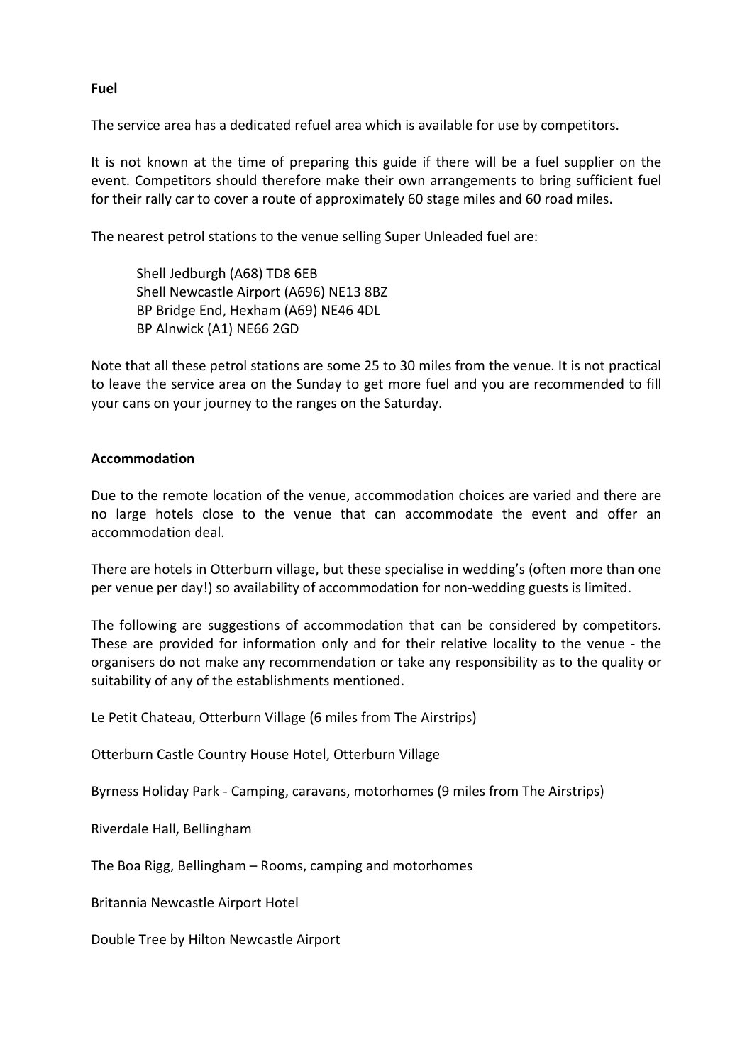**Fuel**

The service area has a dedicated refuel area which is available for use by competitors.

It is not known at the time of preparing this guide if there will be a fuel supplier on the event. Competitors should therefore make their own arrangements to bring sufficient fuel for their rally car to cover a route of approximately 60 stage miles and 60 road miles.

The nearest petrol stations to the venue selling Super Unleaded fuel are:

Shell Jedburgh (A68) TD8 6EB
Shell Newcastle Airport (A696) NE13 8BZ
BP Bridge End, Hexham (A69) NE46 4DL
BP Alnwick (A1) NE66 2GD

Note that all these petrol stations are some 25 to 30 miles from the venue. It is not practical to leave the service area on the Sunday to get more fuel and you are recommended to fill your cans on your journey to the ranges on the Saturday.

**Accommodation**

Due to the remote location of the venue, accommodation choices are varied and there are no large hotels close to the venue that can accommodate the event and offer an accommodation deal.

There are hotels in Otterburn village, but these specialise in wedding's (often more than one per venue per day!) so availability of accommodation for non-wedding guests is limited.

The following are suggestions of accommodation that can be considered by competitors. These are provided for information only and for their relative locality to the venue - the organisers do not make any recommendation or take any responsibility as to the quality or suitability of any of the establishments mentioned.

Le Petit Chateau, Otterburn Village (6 miles from The Airstrips)

Otterburn Castle Country House Hotel, Otterburn Village

Byrness Holiday Park - Camping, caravans, motorhomes (9 miles from The Airstrips)

Riverdale Hall, Bellingham

The Boa Rigg, Bellingham – Rooms, camping and motorhomes

Britannia Newcastle Airport Hotel

Double Tree by Hilton Newcastle Airport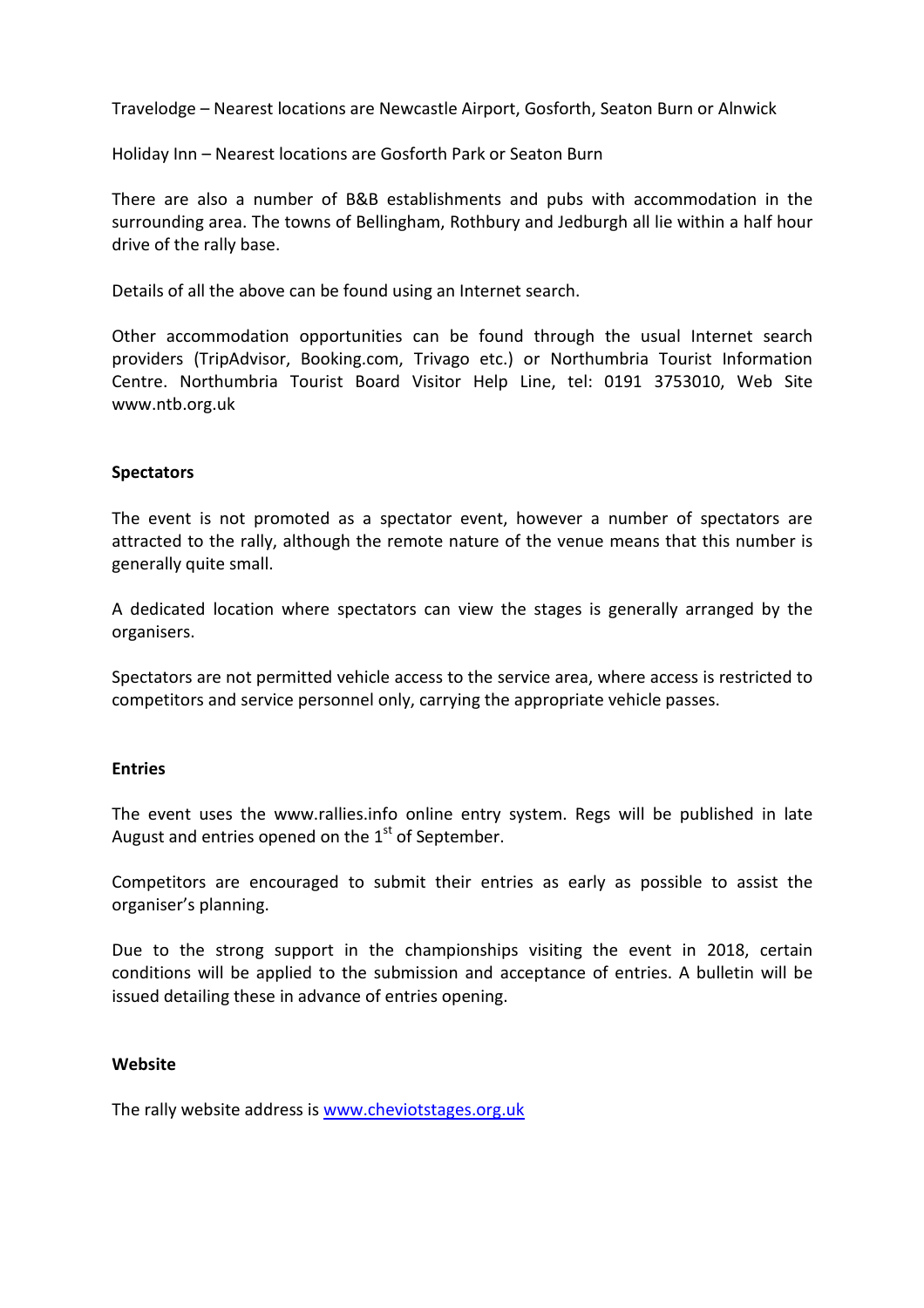Travelodge – Nearest locations are Newcastle Airport, Gosforth, Seaton Burn or Alnwick

Holiday Inn – Nearest locations are Gosforth Park or Seaton Burn

There are also a number of B&B establishments and pubs with accommodation in the surrounding area. The towns of Bellingham, Rothbury and Jedburgh all lie within a half hour drive of the rally base.

Details of all the above can be found using an Internet search.

Other accommodation opportunities can be found through the usual Internet search providers (TripAdvisor, Booking.com, Trivago etc.) or Northumbria Tourist Information Centre. Northumbria Tourist Board Visitor Help Line, tel: 0191 3753010, Web Site www.ntb.org.uk

## Spectators

The event is not promoted as a spectator event, however a number of spectators are attracted to the rally, although the remote nature of the venue means that this number is generally quite small.

A dedicated location where spectators can view the stages is generally arranged by the organisers.

Spectators are not permitted vehicle access to the service area, where access is restricted to competitors and service personnel only, carrying the appropriate vehicle passes.

## Entries

The event uses the www.rallies.info online entry system. Regs will be published in late August and entries opened on the 1st of September.

Competitors are encouraged to submit their entries as early as possible to assist the organiser's planning.

Due to the strong support in the championships visiting the event in 2018, certain conditions will be applied to the submission and acceptance of entries. A bulletin will be issued detailing these in advance of entries opening.

## Website

The rally website address is [www.cheviotstages.org.uk](http://www.cheviotstages.org.uk)